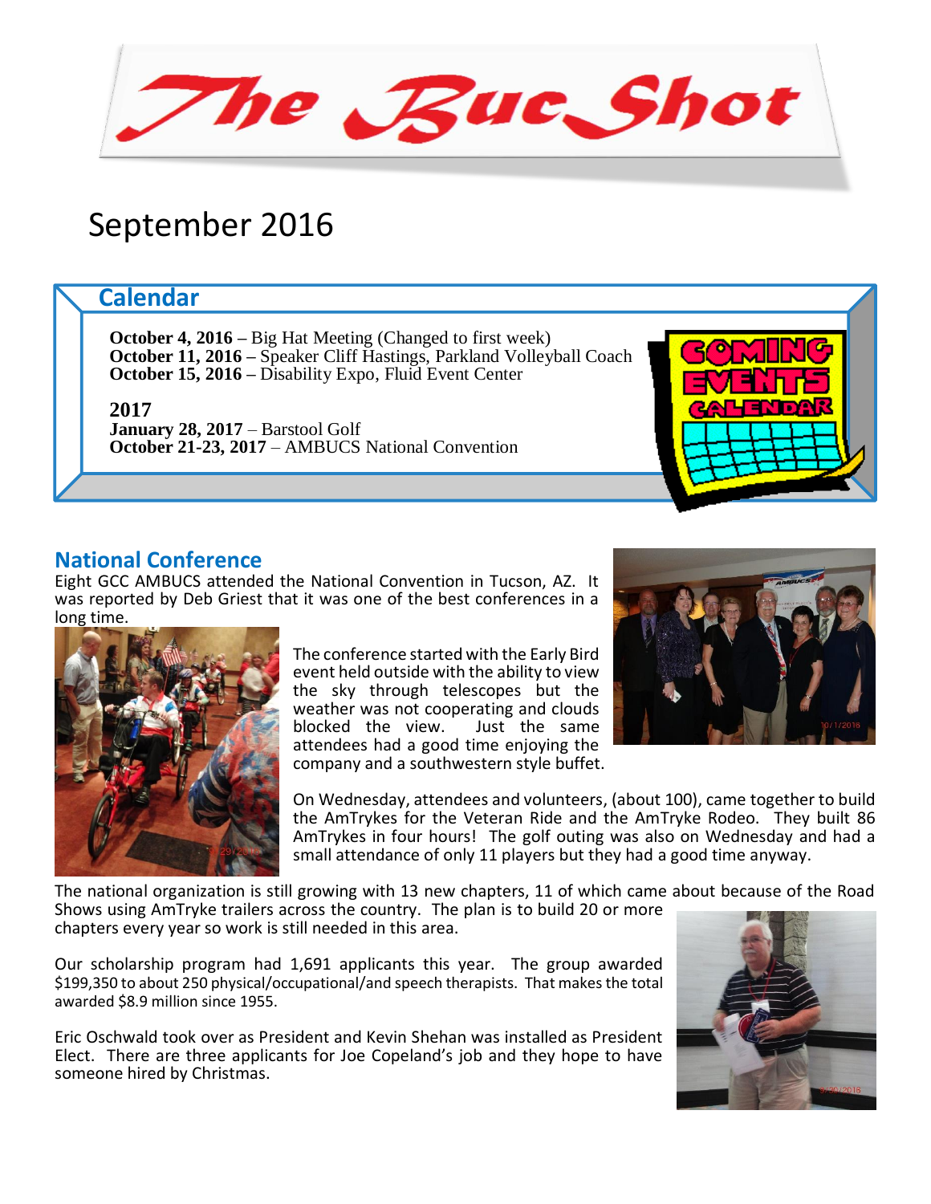# The Buc Shot

September 2016

## Calendar

**October 4, 2016 –** Big Hat Meeting (Changed to first week)
**October 11, 2016 –** Speaker Cliff Hastings, Parkland Volleyball Coach
**October 15, 2016 –** Disability Expo, Fluid Event Center

**2017**
**January 28, 2017** – Barstool Golf
**October 21-23, 2017** – AMBUCS National Convention

## National Conference

Eight GCC AMBUCS attended the National Convention in Tucson, AZ. It was reported by Deb Griest that it was one of the best conferences in a long time.

The conference started with the Early Bird event held outside with the ability to view the sky through telescopes but the weather was not cooperating and clouds blocked the view. Just the same attendees had a good time enjoying the company and a southwestern style buffet.

On Wednesday, attendees and volunteers, (about 100), came together to build the AmTrykes for the Veteran Ride and the AmTryke Rodeo. They built 86 AmTrykes in four hours! The golf outing was also on Wednesday and had a small attendance of only 11 players but they had a good time anyway.

The national organization is still growing with 13 new chapters, 11 of which came about because of the Road Shows using AmTryke trailers across the country. The plan is to build 20 or more chapters every year so work is still needed in this area.

Our scholarship program had 1,691 applicants this year. The group awarded $199,350 to about 250 physical/occupational/and speech therapists. That makes the total awarded $8.9 million since 1955.

Eric Oschwald took over as President and Kevin Shehan was installed as President Elect. There are three applicants for Joe Copeland's job and they hope to have someone hired by Christmas.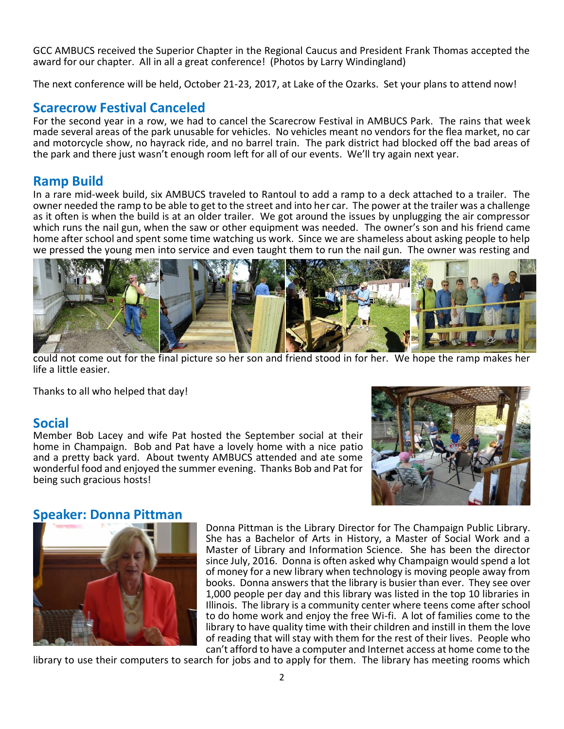GCC AMBUCS received the Superior Chapter in the Regional Caucus and President Frank Thomas accepted the award for our chapter. All in all a great conference! (Photos by Larry Windingland)

The next conference will be held, October 21-23, 2017, at Lake of the Ozarks. Set your plans to attend now!

## Scarecrow Festival Canceled

For the second year in a row, we had to cancel the Scarecrow Festival in AMBUCS Park. The rains that week made several areas of the park unusable for vehicles. No vehicles meant no vendors for the flea market, no car and motorcycle show, no hayrack ride, and no barrel train. The park district had blocked off the bad areas of the park and there just wasn't enough room left for all of our events. We'll try again next year.

## Ramp Build

In a rare mid-week build, six AMBUCS traveled to Rantoul to add a ramp to a deck attached to a trailer. The owner needed the ramp to be able to get to the street and into her car. The power at the trailer was a challenge as it often is when the build is at an older trailer. We got around the issues by unplugging the air compressor which runs the nail gun, when the saw or other equipment was needed. The owner's son and his friend came home after school and spent some time watching us work. Since we are shameless about asking people to help we pressed the young men into service and even taught them to run the nail gun. The owner was resting and could not come out for the final picture so her son and friend stood in for her. We hope the ramp makes her life a little easier.

Thanks to all who helped that day!

## Social

Member Bob Lacey and wife Pat hosted the September social at their home in Champaign. Bob and Pat have a lovely home with a nice patio and a pretty back yard. About twenty AMBUCS attended and ate some wonderful food and enjoyed the summer evening. Thanks Bob and Pat for being such gracious hosts!

## Speaker: Donna Pittman

Donna Pittman is the Library Director for The Champaign Public Library. She has a Bachelor of Arts in History, a Master of Social Work and a Master of Library and Information Science. She has been the director since July, 2016. Donna is often asked why Champaign would spend a lot of money for a new library when technology is moving people away from books. Donna answers that the library is busier than ever. They see over 1,000 people per day and this library was listed in the top 10 libraries in Illinois. The library is a community center where teens come after school to do home work and enjoy the free Wi-fi. A lot of families come to the library to have quality time with their children and instill in them the love of reading that will stay with them for the rest of their lives. People who can't afford to have a computer and Internet access at home come to the library to use their computers to search for jobs and to apply for them. The library has meeting rooms which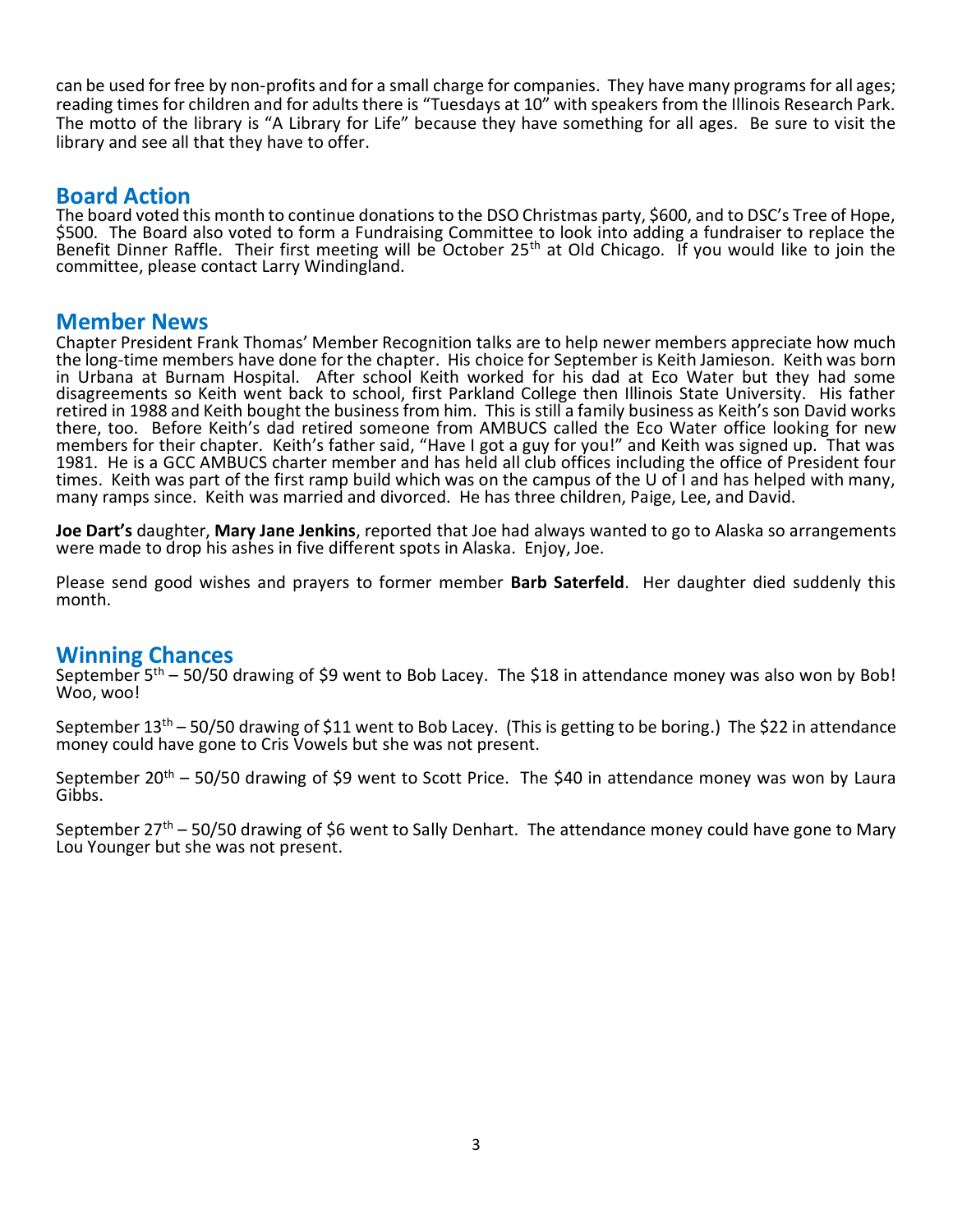can be used for free by non-profits and for a small charge for companies. They have many programs for all ages; reading times for children and for adults there is "Tuesdays at 10" with speakers from the Illinois Research Park. The motto of the library is "A Library for Life" because they have something for all ages. Be sure to visit the library and see all that they have to offer.

## Board Action

The board voted this month to continue donations to the DSO Christmas party, $600, and to DSC's Tree of Hope, $500. The Board also voted to form a Fundraising Committee to look into adding a fundraiser to replace the Benefit Dinner Raffle. Their first meeting will be October 25th at Old Chicago. If you would like to join the committee, please contact Larry Windingland.

## Member News

Chapter President Frank Thomas' Member Recognition talks are to help newer members appreciate how much the long-time members have done for the chapter. His choice for September is Keith Jamieson. Keith was born in Urbana at Burnam Hospital. After school Keith worked for his dad at Eco Water but they had some disagreements so Keith went back to school, first Parkland College then Illinois State University. His father retired in 1988 and Keith bought the business from him. This is still a family business as Keith's son David works there, too. Before Keith's dad retired someone from AMBUCS called the Eco Water office looking for new members for their chapter. Keith's father said, "Have I got a guy for you!" and Keith was signed up. That was 1981. He is a GCC AMBUCS charter member and has held all club offices including the office of President four times. Keith was part of the first ramp build which was on the campus of the U of I and has helped with many, many ramps since. Keith was married and divorced. He has three children, Paige, Lee, and David.

**Joe Dart's** daughter, **Mary Jane Jenkins**, reported that Joe had always wanted to go to Alaska so arrangements were made to drop his ashes in five different spots in Alaska. Enjoy, Joe.

Please send good wishes and prayers to former member **Barb Saterfeld**. Her daughter died suddenly this month.

## Winning Chances

September 5th – 50/50 drawing of $9 went to Bob Lacey. The $18 in attendance money was also won by Bob! Woo, woo!

September 13th – 50/50 drawing of $11 went to Bob Lacey. (This is getting to be boring.) The $22 in attendance money could have gone to Cris Vowels but she was not present.

September 20th – 50/50 drawing of $9 went to Scott Price. The $40 in attendance money was won by Laura Gibbs.

September 27th – 50/50 drawing of $6 went to Sally Denhart. The attendance money could have gone to Mary Lou Younger but she was not present.